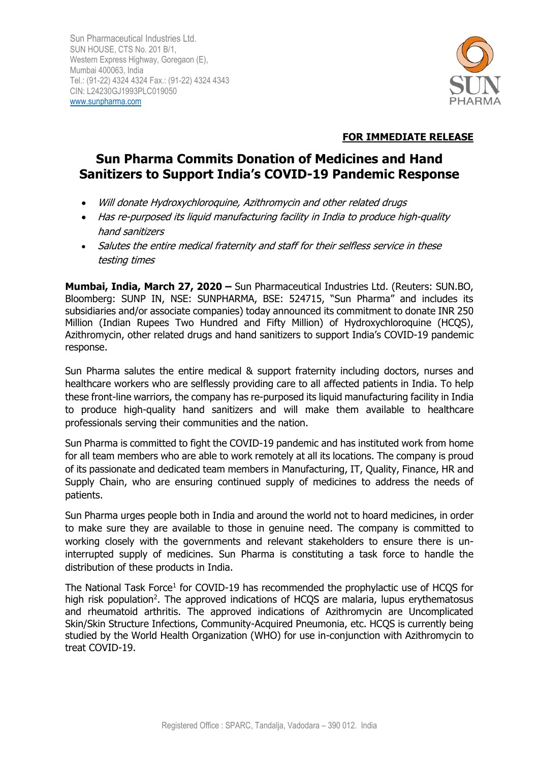Sun Pharmaceutical Industries Ltd.
SUN HOUSE, CTS No. 201 B/1,
Western Express Highway, Goregaon (E),
Mumbai 400063, India
Tel.: (91-22) 4324 4324 Fax.: (91-22) 4324 4343
CIN: L24230GJ1993PLC019050
www.sunpharma.com

**FOR IMMEDIATE RELEASE**

# Sun Pharma Commits Donation of Medicines and Hand Sanitizers to Support India's COVID-19 Pandemic Response

- *Will donate Hydroxychloroquine, Azithromycin and other related drugs*
- *Has re-purposed its liquid manufacturing facility in India to produce high-quality hand sanitizers*
- *Salutes the entire medical fraternity and staff for their selfless service in these testing times*

**Mumbai, India, March 27, 2020 –** Sun Pharmaceutical Industries Ltd. (Reuters: SUN.BO, Bloomberg: SUNP IN, NSE: SUNPHARMA, BSE: 524715, "Sun Pharma" and includes its subsidiaries and/or associate companies) today announced its commitment to donate INR 250 Million (Indian Rupees Two Hundred and Fifty Million) of Hydroxychloroquine (HCQS), Azithromycin, other related drugs and hand sanitizers to support India's COVID-19 pandemic response.

Sun Pharma salutes the entire medical & support fraternity including doctors, nurses and healthcare workers who are selflessly providing care to all affected patients in India. To help these front-line warriors, the company has re-purposed its liquid manufacturing facility in India to produce high-quality hand sanitizers and will make them available to healthcare professionals serving their communities and the nation.

Sun Pharma is committed to fight the COVID-19 pandemic and has instituted work from home for all team members who are able to work remotely at all its locations. The company is proud of its passionate and dedicated team members in Manufacturing, IT, Quality, Finance, HR and Supply Chain, who are ensuring continued supply of medicines to address the needs of patients.

Sun Pharma urges people both in India and around the world not to hoard medicines, in order to make sure they are available to those in genuine need. The company is committed to working closely with the governments and relevant stakeholders to ensure there is un-interrupted supply of medicines. Sun Pharma is constituting a task force to handle the distribution of these products in India.

The National Task Force[1] for COVID-19 has recommended the prophylactic use of HCQS for high risk population[2]. The approved indications of HCQS are malaria, lupus erythematosus and rheumatoid arthritis. The approved indications of Azithromycin are Uncomplicated Skin/Skin Structure Infections, Community-Acquired Pneumonia, etc. HCQS is currently being studied by the World Health Organization (WHO) for use in-conjunction with Azithromycin to treat COVID-19.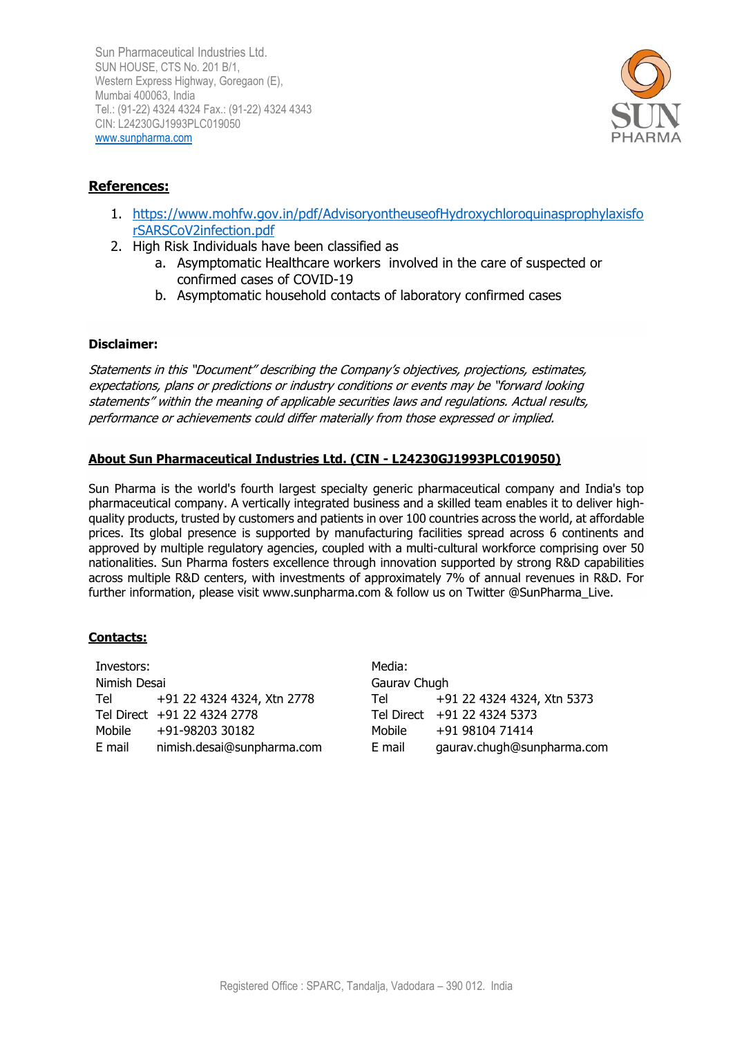Sun Pharmaceutical Industries Ltd.
SUN HOUSE, CTS No. 201 B/1,
Western Express Highway, Goregaon (E),
Mumbai 400063, India
Tel.: (91-22) 4324 4324 Fax.: (91-22) 4324 4343
CIN: L24230GJ1993PLC019050
www.sunpharma.com

## References:

1. https://www.mohfw.gov.in/pdf/AdvisoryontheuseofHydroxychloroquinasprophylaxisforSARSCoV2infection.pdf
2. High Risk Individuals have been classified as
   a. Asymptomatic Healthcare workers involved in the care of suspected or confirmed cases of COVID-19
   b. Asymptomatic household contacts of laboratory confirmed cases

**Disclaimer:**

*Statements in this "Document" describing the Company's objectives, projections, estimates, expectations, plans or predictions or industry conditions or events may be "forward looking statements" within the meaning of applicable securities laws and regulations. Actual results, performance or achievements could differ materially from those expressed or implied.*

## About Sun Pharmaceutical Industries Ltd. (CIN - L24230GJ1993PLC019050)

Sun Pharma is the world's fourth largest specialty generic pharmaceutical company and India's top pharmaceutical company. A vertically integrated business and a skilled team enables it to deliver high-quality products, trusted by customers and patients in over 100 countries across the world, at affordable prices. Its global presence is supported by manufacturing facilities spread across 6 continents and approved by multiple regulatory agencies, coupled with a multi-cultural workforce comprising over 50 nationalities. Sun Pharma fosters excellence through innovation supported by strong R&D capabilities across multiple R&D centers, with investments of approximately 7% of annual revenues in R&D. For further information, please visit www.sunpharma.com & follow us on Twitter @SunPharma_Live.

## Contacts:

| | | | |
|---|---|---|---|
| Investors: | | Media: | |
| Nimish Desai | | Gaurav Chugh | |
| Tel | +91 22 4324 4324, Xtn 2778 | Tel | +91 22 4324 4324, Xtn 5373 |
| Tel Direct | +91 22 4324 2778 | Tel Direct | +91 22 4324 5373 |
| Mobile | +91-98203 30182 | Mobile | +91 98104 71414 |
| E mail | nimish.desai@sunpharma.com | E mail | gaurav.chugh@sunpharma.com |

Registered Office : SPARC, Tandalja, Vadodara – 390 012. India